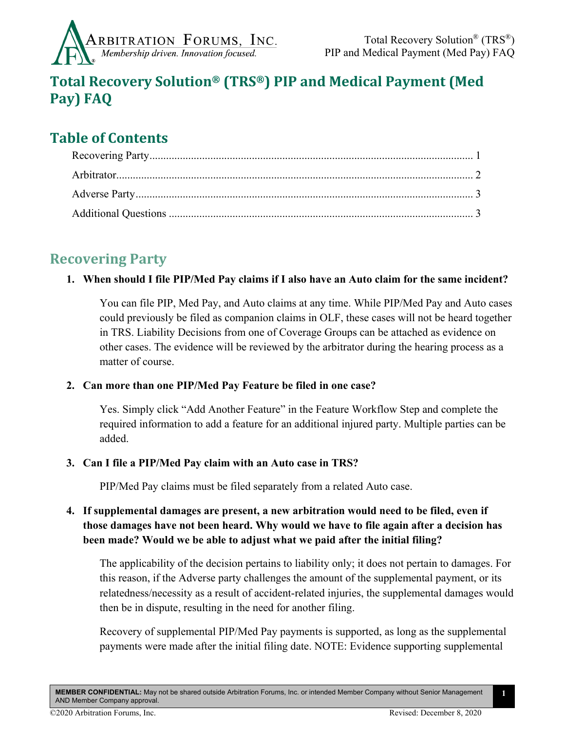# Total Recovery Solution® (TRS®) PIP and Medical Payment (Med Pay) FAQ

## Table of Contents

Recovering Party .......... 1
Arbitrator .......... 2
Adverse Party .......... 3
Additional Questions .......... 3

## Recovering Party

**1. When should I file PIP/Med Pay claims if I also have an Auto claim for the same incident?**

You can file PIP, Med Pay, and Auto claims at any time. While PIP/Med Pay and Auto cases could previously be filed as companion claims in OLF, these cases will not be heard together in TRS. Liability Decisions from one of Coverage Groups can be attached as evidence on other cases. The evidence will be reviewed by the arbitrator during the hearing process as a matter of course.

**2. Can more than one PIP/Med Pay Feature be filed in one case?**

Yes. Simply click "Add Another Feature" in the Feature Workflow Step and complete the required information to add a feature for an additional injured party. Multiple parties can be added.

**3. Can I file a PIP/Med Pay claim with an Auto case in TRS?**

PIP/Med Pay claims must be filed separately from a related Auto case.

**4. If supplemental damages are present, a new arbitration would need to be filed, even if those damages have not been heard. Why would we have to file again after a decision has been made? Would we be able to adjust what we paid after the initial filing?**

The applicability of the decision pertains to liability only; it does not pertain to damages. For this reason, if the Adverse party challenges the amount of the supplemental payment, or its relatedness/necessity as a result of accident-related injuries, the supplemental damages would then be in dispute, resulting in the need for another filing.

Recovery of supplemental PIP/Med Pay payments is supported, as long as the supplemental payments were made after the initial filing date. NOTE: Evidence supporting supplemental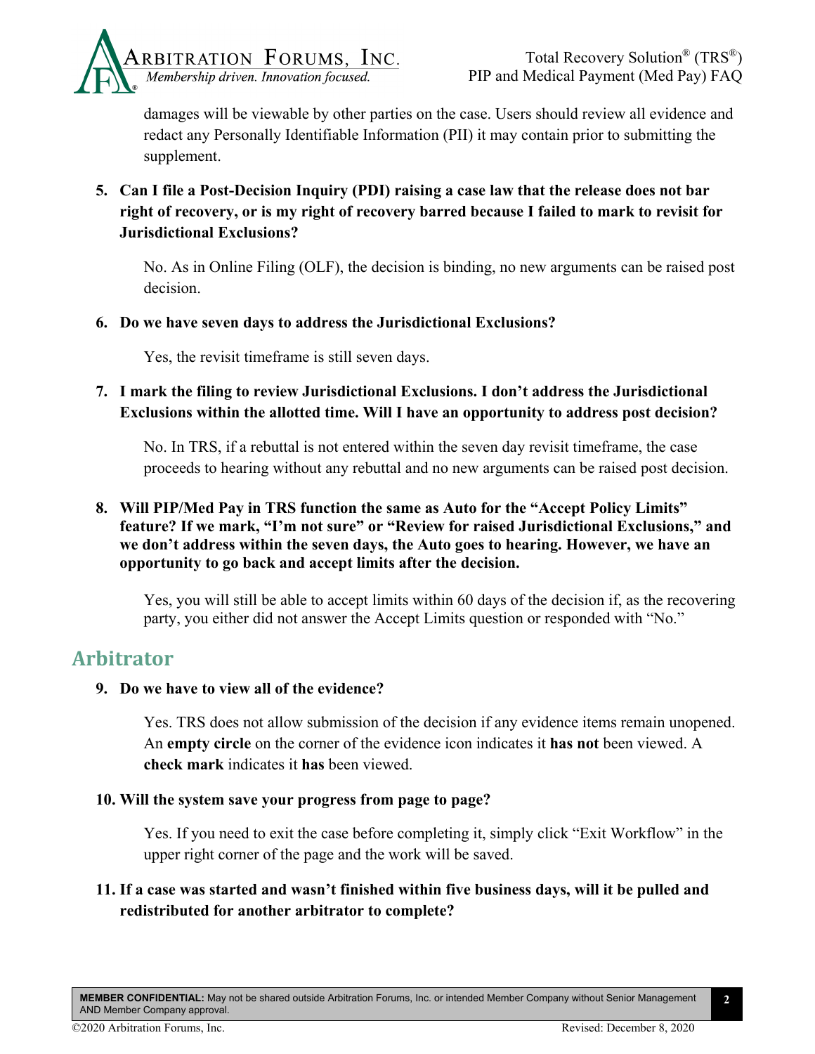damages will be viewable by other parties on the case. Users should review all evidence and redact any Personally Identifiable Information (PII) it may contain prior to submitting the supplement.

5. **Can I file a Post-Decision Inquiry (PDI) raising a case law that the release does not bar right of recovery, or is my right of recovery barred because I failed to mark to revisit for Jurisdictional Exclusions?**

   No. As in Online Filing (OLF), the decision is binding, no new arguments can be raised post decision.

6. **Do we have seven days to address the Jurisdictional Exclusions?**

   Yes, the revisit timeframe is still seven days.

7. **I mark the filing to review Jurisdictional Exclusions. I don't address the Jurisdictional Exclusions within the allotted time. Will I have an opportunity to address post decision?**

   No. In TRS, if a rebuttal is not entered within the seven day revisit timeframe, the case proceeds to hearing without any rebuttal and no new arguments can be raised post decision.

8. **Will PIP/Med Pay in TRS function the same as Auto for the "Accept Policy Limits" feature? If we mark, "I'm not sure" or "Review for raised Jurisdictional Exclusions," and we don't address within the seven days, the Auto goes to hearing. However, we have an opportunity to go back and accept limits after the decision.**

   Yes, you will still be able to accept limits within 60 days of the decision if, as the recovering party, you either did not answer the Accept Limits question or responded with "No."

## Arbitrator

9. **Do we have to view all of the evidence?**

   Yes. TRS does not allow submission of the decision if any evidence items remain unopened. An **empty circle** on the corner of the evidence icon indicates it **has not** been viewed. A **check mark** indicates it **has** been viewed.

10. **Will the system save your progress from page to page?**

    Yes. If you need to exit the case before completing it, simply click "Exit Workflow" in the upper right corner of the page and the work will be saved.

11. **If a case was started and wasn't finished within five business days, will it be pulled and redistributed for another arbitrator to complete?**

**MEMBER CONFIDENTIAL:** May not be shared outside Arbitration Forums, Inc. or intended Member Company without Senior Management AND Member Company approval.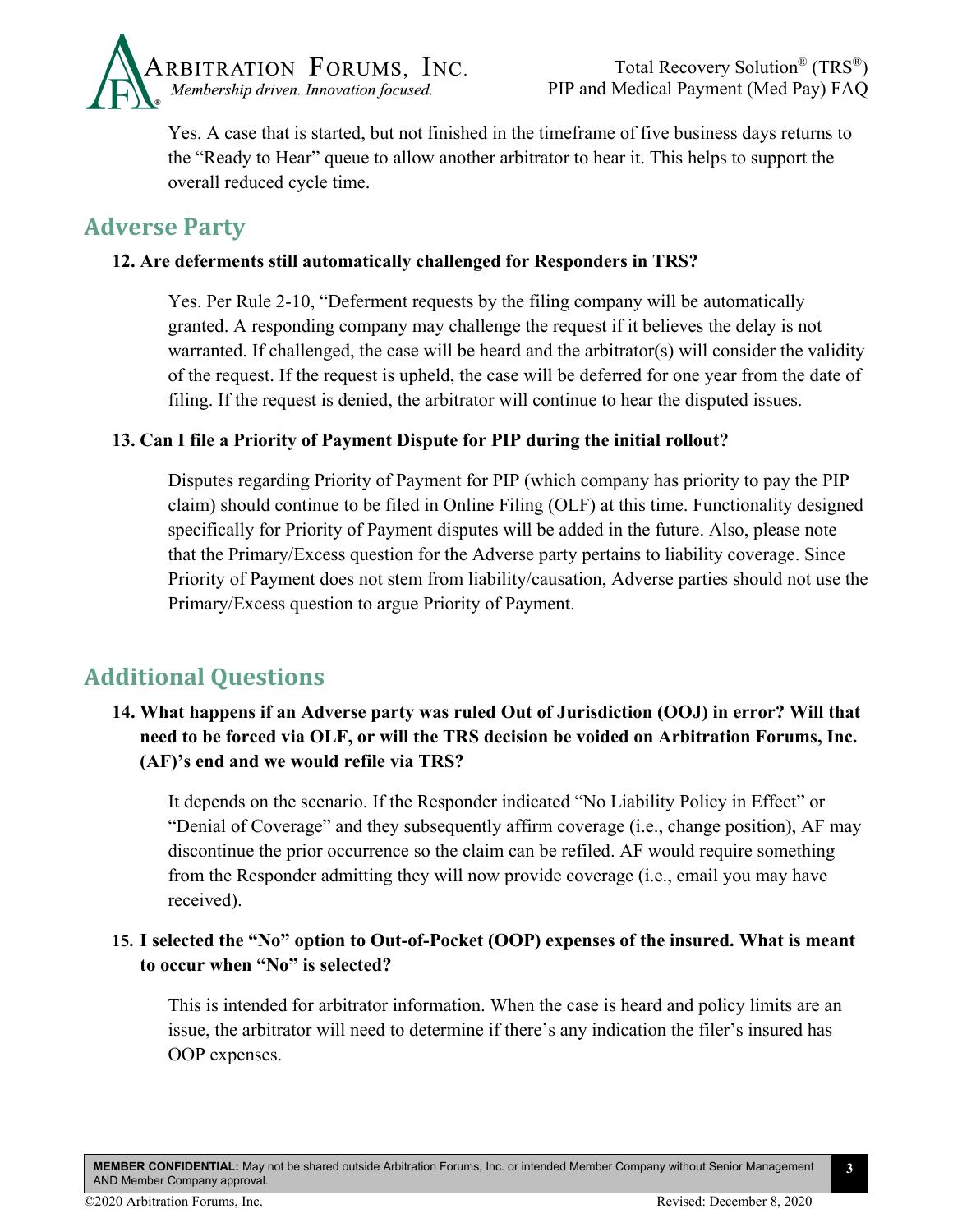Yes. A case that is started, but not finished in the timeframe of five business days returns to the "Ready to Hear" queue to allow another arbitrator to hear it. This helps to support the overall reduced cycle time.

## Adverse Party

**12. Are deferments still automatically challenged for Responders in TRS?**

Yes. Per Rule 2-10, "Deferment requests by the filing company will be automatically granted. A responding company may challenge the request if it believes the delay is not warranted. If challenged, the case will be heard and the arbitrator(s) will consider the validity of the request. If the request is upheld, the case will be deferred for one year from the date of filing. If the request is denied, the arbitrator will continue to hear the disputed issues.

**13. Can I file a Priority of Payment Dispute for PIP during the initial rollout?**

Disputes regarding Priority of Payment for PIP (which company has priority to pay the PIP claim) should continue to be filed in Online Filing (OLF) at this time. Functionality designed specifically for Priority of Payment disputes will be added in the future. Also, please note that the Primary/Excess question for the Adverse party pertains to liability coverage. Since Priority of Payment does not stem from liability/causation, Adverse parties should not use the Primary/Excess question to argue Priority of Payment.

## Additional Questions

**14. What happens if an Adverse party was ruled Out of Jurisdiction (OOJ) in error? Will that need to be forced via OLF, or will the TRS decision be voided on Arbitration Forums, Inc. (AF)'s end and we would refile via TRS?**

It depends on the scenario. If the Responder indicated "No Liability Policy in Effect" or "Denial of Coverage" and they subsequently affirm coverage (i.e., change position), AF may discontinue the prior occurrence so the claim can be refiled. AF would require something from the Responder admitting they will now provide coverage (i.e., email you may have received).

**15. I selected the "No" option to Out-of-Pocket (OOP) expenses of the insured. What is meant to occur when "No" is selected?**

This is intended for arbitrator information. When the case is heard and policy limits are an issue, the arbitrator will need to determine if there's any indication the filer's insured has OOP expenses.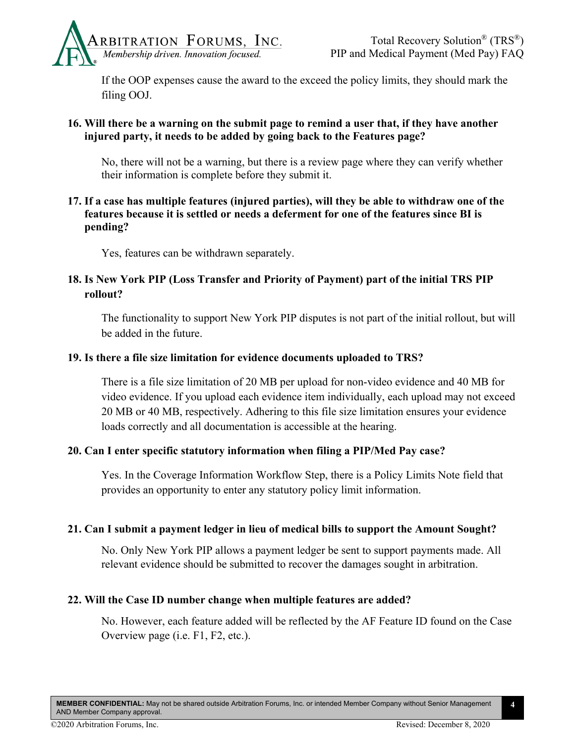If the OOP expenses cause the award to the exceed the policy limits, they should mark the filing OOJ.

**16. Will there be a warning on the submit page to remind a user that, if they have another injured party, it needs to be added by going back to the Features page?**

No, there will not be a warning, but there is a review page where they can verify whether their information is complete before they submit it.

**17. If a case has multiple features (injured parties), will they be able to withdraw one of the features because it is settled or needs a deferment for one of the features since BI is pending?**

Yes, features can be withdrawn separately.

**18. Is New York PIP (Loss Transfer and Priority of Payment) part of the initial TRS PIP rollout?**

The functionality to support New York PIP disputes is not part of the initial rollout, but will be added in the future.

**19. Is there a file size limitation for evidence documents uploaded to TRS?**

There is a file size limitation of 20 MB per upload for non-video evidence and 40 MB for video evidence. If you upload each evidence item individually, each upload may not exceed 20 MB or 40 MB, respectively. Adhering to this file size limitation ensures your evidence loads correctly and all documentation is accessible at the hearing.

**20. Can I enter specific statutory information when filing a PIP/Med Pay case?**

Yes. In the Coverage Information Workflow Step, there is a Policy Limits Note field that provides an opportunity to enter any statutory policy limit information.

**21. Can I submit a payment ledger in lieu of medical bills to support the Amount Sought?**

No. Only New York PIP allows a payment ledger be sent to support payments made. All relevant evidence should be submitted to recover the damages sought in arbitration.

**22. Will the Case ID number change when multiple features are added?**

No. However, each feature added will be reflected by the AF Feature ID found on the Case Overview page (i.e. F1, F2, etc.).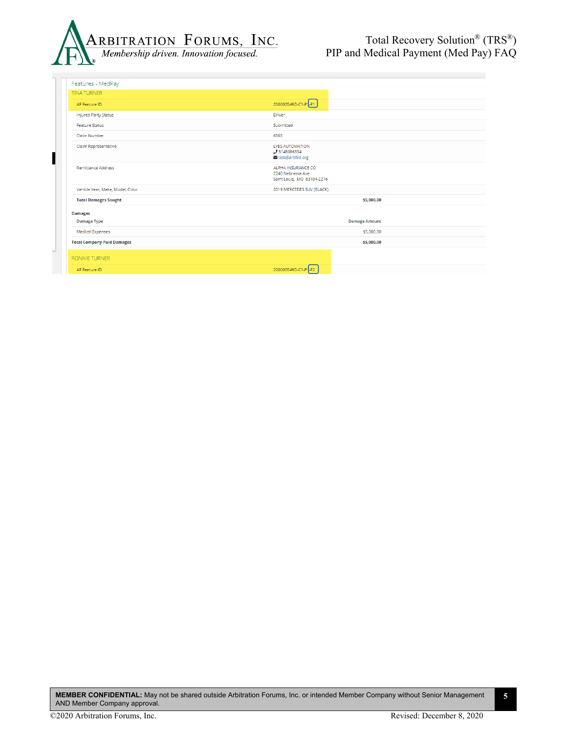Features - MedPay

TINA TURNER

| | |
|---|---|
| AF Feature ID | 200000549D-C1-P-F1 |
| Injured Party Status | Driver |
| Feature Status | Submitted |
| Claim Number | 6565 |
| Claim Representative | LYES AUTOMATION<br>3148096334<br>test@arbfile.org |
| Remittance Address | ALPHA INSURANCE CO<br>2240 Nebraska Ave<br>Saint Louis, MO 63104-2216 |
| Vehicle Year, Make, Model, Color | 2019 MERCEDES SUV (BLACK) |
| **Total Damages Sought** | **$5,000.00** |

**Damages**

| Damage Type | Damage Amount |
|---|---|
| Medical Expenses | $5,000.00 |
| **Total Company-Paid Damages** | **$5,000.00** |

RONNIE TURNER

| | |
|---|---|
| AF Feature ID | 200000549D-C1-P-F2 |

**MEMBER CONFIDENTIAL:** May not be shared outside Arbitration Forums, Inc. or intended Member Company without Senior Management AND Member Company approval.